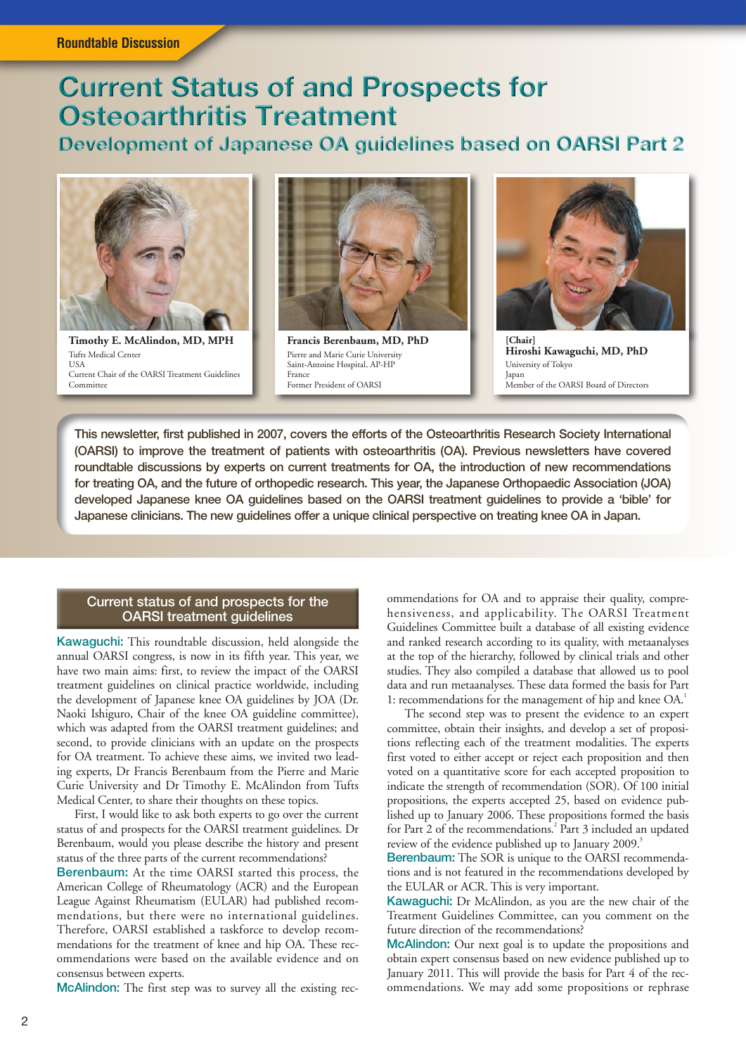Roundtable Discussion

# Current Status of and Prospects for Osteoarthritis Treatment

## Development of Japanese OA guidelines based on OARSI Part 2

**Timothy E. McAlindon, MD, MPH**
Tufts Medical Center
USA
Current Chair of the OARSI Treatment Guidelines Committee

**Francis Berenbaum, MD, PhD**
Pierre and Marie Curie University
Saint-Antoine Hospital, AP-HP
France
Former President of OARSI

**[Chair]**
**Hiroshi Kawaguchi, MD, PhD**
University of Tokyo
Japan
Member of the OARSI Board of Directors

**This newsletter, first published in 2007, covers the efforts of the Osteoarthritis Research Society International (OARSI) to improve the treatment of patients with osteoarthritis (OA). Previous newsletters have covered roundtable discussions by experts on current treatments for OA, the introduction of new recommendations for treating OA, and the future of orthopedic research. This year, the Japanese Orthopaedic Association (JOA) developed Japanese knee OA guidelines based on the OARSI treatment guidelines to provide a 'bible' for Japanese clinicians. The new guidelines offer a unique clinical perspective on treating knee OA in Japan.**

### Current status of and prospects for the OARSI treatment guidelines

**Kawaguchi:** This roundtable discussion, held alongside the annual OARSI congress, is now in its fifth year. This year, we have two main aims: first, to review the impact of the OARSI treatment guidelines on clinical practice worldwide, including the development of Japanese knee OA guidelines by JOA (Dr. Naoki Ishiguro, Chair of the knee OA guideline committee), which was adapted from the OARSI treatment guidelines; and second, to provide clinicians with an update on the prospects for OA treatment. To achieve these aims, we invited two leading experts, Dr Francis Berenbaum from the Pierre and Marie Curie University and Dr Timothy E. McAlindon from Tufts Medical Center, to share their thoughts on these topics.

First, I would like to ask both experts to go over the current status of and prospects for the OARSI treatment guidelines. Dr Berenbaum, would you please describe the history and present status of the three parts of the current recommendations?

**Berenbaum:** At the time OARSI started this process, the American College of Rheumatology (ACR) and the European League Against Rheumatism (EULAR) had published recommendations, but there were no international guidelines. Therefore, OARSI established a taskforce to develop recommendations for the treatment of knee and hip OA. These recommendations were based on the available evidence and on consensus between experts.

**McAlindon:** The first step was to survey all the existing recommendations for OA and to appraise their quality, comprehensiveness, and applicability. The OARSI Treatment Guidelines Committee built a database of all existing evidence and ranked research according to its quality, with metaanalyses at the top of the hierarchy, followed by clinical trials and other studies. They also compiled a database that allowed us to pool data and run metaanalyses. These data formed the basis for Part 1: recommendations for the management of hip and knee OA.[1]

The second step was to present the evidence to an expert committee, obtain their insights, and develop a set of propositions reflecting each of the treatment modalities. The experts first voted to either accept or reject each proposition and then voted on a quantitative score for each accepted proposition to indicate the strength of recommendation (SOR). Of 100 initial propositions, the experts accepted 25, based on evidence published up to January 2006. These propositions formed the basis for Part 2 of the recommendations.[2] Part 3 included an updated review of the evidence published up to January 2009.[3]

**Berenbaum:** The SOR is unique to the OARSI recommendations and is not featured in the recommendations developed by the EULAR or ACR. This is very important.

**Kawaguchi:** Dr McAlindon, as you are the new chair of the Treatment Guidelines Committee, can you comment on the future direction of the recommendations?

**McAlindon:** Our next goal is to update the propositions and obtain expert consensus based on new evidence published up to January 2011. This will provide the basis for Part 4 of the recommendations. We may add some propositions or rephrase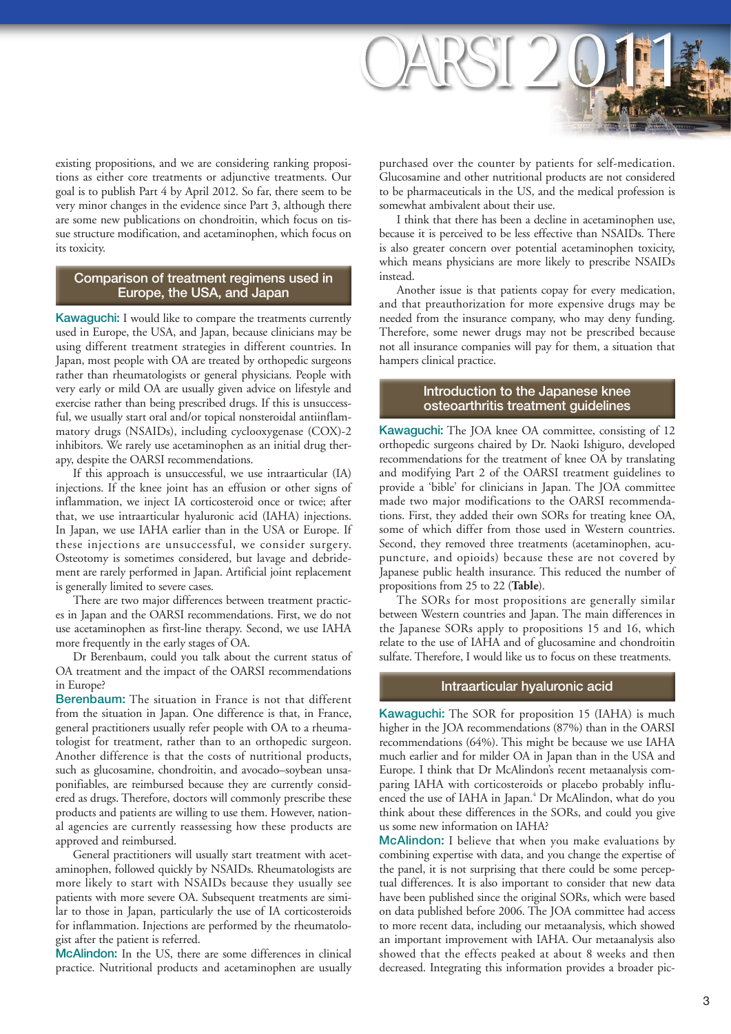existing propositions, and we are considering ranking propositions as either core treatments or adjunctive treatments. Our goal is to publish Part 4 by April 2012. So far, there seem to be very minor changes in the evidence since Part 3, although there are some new publications on chondroitin, which focus on tissue structure modification, and acetaminophen, which focus on its toxicity.

## Comparison of treatment regimens used in Europe, the USA, and Japan

**Kawaguchi:** I would like to compare the treatments currently used in Europe, the USA, and Japan, because clinicians may be using different treatment strategies in different countries. In Japan, most people with OA are treated by orthopedic surgeons rather than rheumatologists or general physicians. People with very early or mild OA are usually given advice on lifestyle and exercise rather than being prescribed drugs. If this is unsuccessful, we usually start oral and/or topical nonsteroidal antiinflammatory drugs (NSAIDs), including cyclooxygenase (COX)-2 inhibitors. We rarely use acetaminophen as an initial drug therapy, despite the OARSI recommendations.

If this approach is unsuccessful, we use intraarticular (IA) injections. If the knee joint has an effusion or other signs of inflammation, we inject IA corticosteroid once or twice; after that, we use intraarticular hyaluronic acid (IAHA) injections. In Japan, we use IAHA earlier than in the USA or Europe. If these injections are unsuccessful, we consider surgery. Osteotomy is sometimes considered, but lavage and debridement are rarely performed in Japan. Artificial joint replacement is generally limited to severe cases.

There are two major differences between treatment practices in Japan and the OARSI recommendations. First, we do not use acetaminophen as first-line therapy. Second, we use IAHA more frequently in the early stages of OA.

Dr Berenbaum, could you talk about the current status of OA treatment and the impact of the OARSI recommendations in Europe?

**Berenbaum:** The situation in France is not that different from the situation in Japan. One difference is that, in France, general practitioners usually refer people with OA to a rheumatologist for treatment, rather than to an orthopedic surgeon. Another difference is that the costs of nutritional products, such as glucosamine, chondroitin, and avocado–soybean unsaponifiables, are reimbursed because they are currently considered as drugs. Therefore, doctors will commonly prescribe these products and patients are willing to use them. However, national agencies are currently reassessing how these products are approved and reimbursed.

General practitioners will usually start treatment with acetaminophen, followed quickly by NSAIDs. Rheumatologists are more likely to start with NSAIDs because they usually see patients with more severe OA. Subsequent treatments are similar to those in Japan, particularly the use of IA corticosteroids for inflammation. Injections are performed by the rheumatologist after the patient is referred.

**McAlindon:** In the US, there are some differences in clinical practice. Nutritional products and acetaminophen are usually purchased over the counter by patients for self-medication. Glucosamine and other nutritional products are not considered to be pharmaceuticals in the US, and the medical profession is somewhat ambivalent about their use.

I think that there has been a decline in acetaminophen use, because it is perceived to be less effective than NSAIDs. There is also greater concern over potential acetaminophen toxicity, which means physicians are more likely to prescribe NSAIDs instead.

Another issue is that patients copay for every medication, and that preauthorization for more expensive drugs may be needed from the insurance company, who may deny funding. Therefore, some newer drugs may not be prescribed because not all insurance companies will pay for them, a situation that hampers clinical practice.

## Introduction to the Japanese knee osteoarthritis treatment guidelines

**Kawaguchi:** The JOA knee OA committee, consisting of 12 orthopedic surgeons chaired by Dr. Naoki Ishiguro, developed recommendations for the treatment of knee OA by translating and modifying Part 2 of the OARSI treatment guidelines to provide a 'bible' for clinicians in Japan. The JOA committee made two major modifications to the OARSI recommendations. First, they added their own SORs for treating knee OA, some of which differ from those used in Western countries. Second, they removed three treatments (acetaminophen, acupuncture, and opioids) because these are not covered by Japanese public health insurance. This reduced the number of propositions from 25 to 22 (**Table**).

The SORs for most propositions are generally similar between Western countries and Japan. The main differences in the Japanese SORs apply to propositions 15 and 16, which relate to the use of IAHA and of glucosamine and chondroitin sulfate. Therefore, I would like us to focus on these treatments.

## Intraarticular hyaluronic acid

**Kawaguchi:** The SOR for proposition 15 (IAHA) is much higher in the JOA recommendations (87%) than in the OARSI recommendations (64%). This might be because we use IAHA much earlier and for milder OA in Japan than in the USA and Europe. I think that Dr McAlindon's recent metaanalysis comparing IAHA with corticosteroids or placebo probably influenced the use of IAHA in Japan.[4] Dr McAlindon, what do you think about these differences in the SORs, and could you give us some new information on IAHA?

**McAlindon:** I believe that when you make evaluations by combining expertise with data, and you change the expertise of the panel, it is not surprising that there could be some perceptual differences. It is also important to consider that new data have been published since the original SORs, which were based on data published before 2006. The JOA committee had access to more recent data, including our metaanalysis, which showed an important improvement with IAHA. Our metaanalysis also showed that the effects peaked at about 8 weeks and then decreased. Integrating this information provides a broader pic-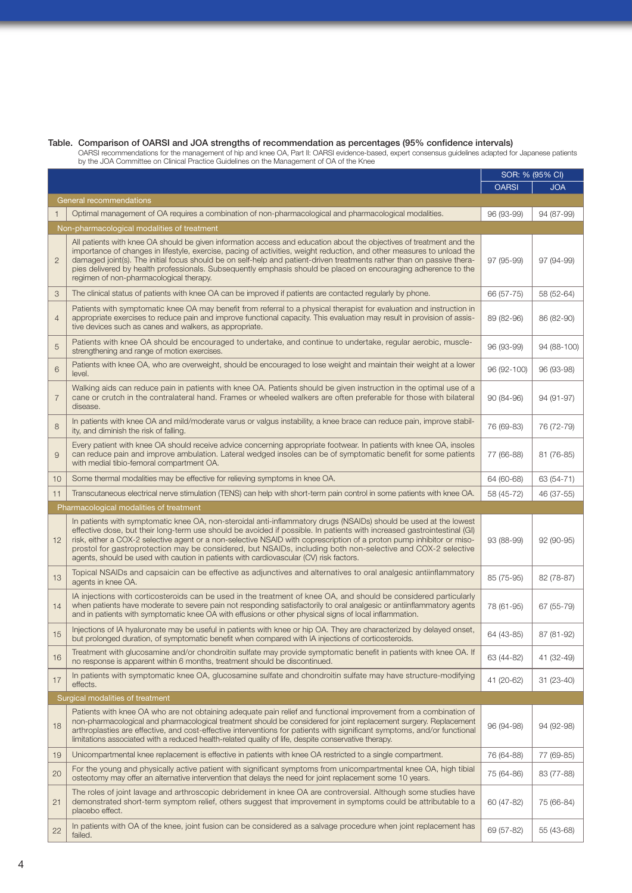**Table. Comparison of OARSI and JOA strengths of recommendation as percentages (95% confidence intervals)**

OARSI recommendations for the management of hip and knee OA, Part II: OARSI evidence-based, expert consensus guidelines adapted for Japanese patients by the JOA Committee on Clinical Practice Guidelines on the Management of OA of the Knee

| | | SOR: % (95% CI) | |
|---|---|---|---|
| | | OARSI | JOA |
| | **General recommendations** | | |
| 1 | Optimal management of OA requires a combination of non-pharmacological and pharmacological modalities. | 96 (93-99) | 94 (87-99) |
| | **Non-pharmacological modalities of treatment** | | |
| 2 | All patients with knee OA should be given information access and education about the objectives of treatment and the importance of changes in lifestyle, exercise, pacing of activities, weight reduction, and other measures to unload the damaged joint(s). The initial focus should be on self-help and patient-driven treatments rather than on passive therapies delivered by health professionals. Subsequently emphasis should be placed on encouraging adherence to the regimen of non-pharmacological therapy. | 97 (95-99) | 97 (94-99) |
| 3 | The clinical status of patients with knee OA can be improved if patients are contacted regularly by phone. | 66 (57-75) | 58 (52-64) |
| 4 | Patients with symptomatic knee OA may benefit from referral to a physical therapist for evaluation and instruction in appropriate exercises to reduce pain and improve functional capacity. This evaluation may result in provision of assistive devices such as canes and walkers, as appropriate. | 89 (82-96) | 86 (82-90) |
| 5 | Patients with knee OA should be encouraged to undertake, and continue to undertake, regular aerobic, muscle-strengthening and range of motion exercises. | 96 (93-99) | 94 (88-100) |
| 6 | Patients with knee OA, who are overweight, should be encouraged to lose weight and maintain their weight at a lower level. | 96 (92-100) | 96 (93-98) |
| 7 | Walking aids can reduce pain in patients with knee OA. Patients should be given instruction in the optimal use of a cane or crutch in the contralateral hand. Frames or wheeled walkers are often preferable for those with bilateral disease. | 90 (84-96) | 94 (91-97) |
| 8 | In patients with knee OA and mild/moderate varus or valgus instability, a knee brace can reduce pain, improve stability, and diminish the risk of falling. | 76 (69-83) | 76 (72-79) |
| 9 | Every patient with knee OA should receive advice concerning appropriate footwear. In patients with knee OA, insoles can reduce pain and improve ambulation. Lateral wedged insoles can be of symptomatic benefit for some patients with medial tibio-femoral compartment OA. | 77 (66-88) | 81 (76-85) |
| 10 | Some thermal modalities may be effective for relieving symptoms in knee OA. | 64 (60-68) | 63 (54-71) |
| 11 | Transcutaneous electrical nerve stimulation (TENS) can help with short-term pain control in some patients with knee OA. | 58 (45-72) | 46 (37-55) |
| | **Pharmacological modalities of treatment** | | |
| 12 | In patients with symptomatic knee OA, non-steroidal anti-inflammatory drugs (NSAIDs) should be used at the lowest effective dose, but their long-term use should be avoided if possible. In patients with increased gastrointestinal (GI) risk, either a COX-2 selective agent or a non-selective NSAID with coprescription of a proton pump inhibitor or misoprostol for gastroprotection may be considered, but NSAIDs, including both non-selective and COX-2 selective agents, should be used with caution in patients with cardiovascular (CV) risk factors. | 93 (88-99) | 92 (90-95) |
| 13 | Topical NSAIDs and capsaicin can be effective as adjunctives and alternatives to oral analgesic antiinflammatory agents in knee OA. | 85 (75-95) | 82 (78-87) |
| 14 | IA injections with corticosteroids can be used in the treatment of knee OA, and should be considered particularly when patients have moderate to severe pain not responding satisfactorily to oral analgesic or antiinflammatory agents and in patients with symptomatic knee OA with effusions or other physical signs of local inflammation. | 78 (61-95) | 67 (55-79) |
| 15 | Injections of IA hyaluronate may be useful in patients with knee or hip OA. They are characterized by delayed onset, but prolonged duration, of symptomatic benefit when compared with IA injections of corticosteroids. | 64 (43-85) | 87 (81-92) |
| 16 | Treatment with glucosamine and/or chondroitin sulfate may provide symptomatic benefit in patients with knee OA. If no response is apparent within 6 months, treatment should be discontinued. | 63 (44-82) | 41 (32-49) |
| 17 | In patients with symptomatic knee OA, glucosamine sulfate and chondroitin sulfate may have structure-modifying effects. | 41 (20-62) | 31 (23-40) |
| | **Surgical modalities of treatment** | | |
| 18 | Patients with knee OA who are not obtaining adequate pain relief and functional improvement from a combination of non-pharmacological and pharmacological treatment should be considered for joint replacement surgery. Replacement arthroplasties are effective, and cost-effective interventions for patients with significant symptoms, and/or functional limitations associated with a reduced health-related quality of life, despite conservative therapy. | 96 (94-98) | 94 (92-98) |
| 19 | Unicompartmental knee replacement is effective in patients with knee OA restricted to a single compartment. | 76 (64-88) | 77 (69-85) |
| 20 | For the young and physically active patient with significant symptoms from unicompartmental knee OA, high tibial osteotomy may offer an alternative intervention that delays the need for joint replacement some 10 years. | 75 (64-86) | 83 (77-88) |
| 21 | The roles of joint lavage and arthroscopic debridement in knee OA are controversial. Although some studies have demonstrated short-term symptom relief, others suggest that improvement in symptoms could be attributable to a placebo effect. | 60 (47-82) | 75 (66-84) |
| 22 | In patients with OA of the knee, joint fusion can be considered as a salvage procedure when joint replacement has failed. | 69 (57-82) | 55 (43-68) |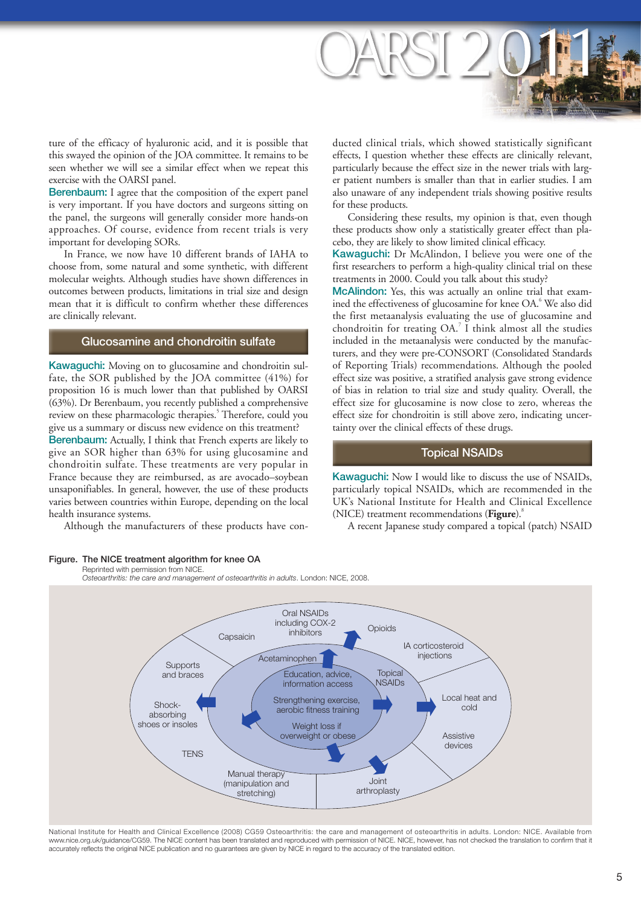ture of the efficacy of hyaluronic acid, and it is possible that this swayed the opinion of the JOA committee. It remains to be seen whether we will see a similar effect when we repeat this exercise with the OARSI panel.

**Berenbaum:** I agree that the composition of the expert panel is very important. If you have doctors and surgeons sitting on the panel, the surgeons will generally consider more hands-on approaches. Of course, evidence from recent trials is very important for developing SORs.

In France, we now have 10 different brands of IAHA to choose from, some natural and some synthetic, with different molecular weights. Although studies have shown differences in outcomes between products, limitations in trial size and design mean that it is difficult to confirm whether these differences are clinically relevant.

## Glucosamine and chondroitin sulfate

**Kawaguchi:** Moving on to glucosamine and chondroitin sulfate, the SOR published by the JOA committee (41%) for proposition 16 is much lower than that published by OARSI (63%). Dr Berenbaum, you recently published a comprehensive review on these pharmacologic therapies.[5] Therefore, could you give us a summary or discuss new evidence on this treatment?

**Berenbaum:** Actually, I think that French experts are likely to give an SOR higher than 63% for using glucosamine and chondroitin sulfate. These treatments are very popular in France because they are reimbursed, as are avocado–soybean unsaponifiables. In general, however, the use of these products varies between countries within Europe, depending on the local health insurance systems.

Although the manufacturers of these products have conducted clinical trials, which showed statistically significant effects, I question whether these effects are clinically relevant, particularly because the effect size in the newer trials with larger patient numbers is smaller than that in earlier studies. I am also unaware of any independent trials showing positive results for these products.

Considering these results, my opinion is that, even though these products show only a statistically greater effect than placebo, they are likely to show limited clinical efficacy.

**Kawaguchi:** Dr McAlindon, I believe you were one of the first researchers to perform a high-quality clinical trial on these treatments in 2000. Could you talk about this study?

**McAlindon:** Yes, this was actually an online trial that examined the effectiveness of glucosamine for knee OA.[6] We also did the first metaanalysis evaluating the use of glucosamine and chondroitin for treating OA.[7] I think almost all the studies included in the metaanalysis were conducted by the manufacturers, and they were pre-CONSORT (Consolidated Standards of Reporting Trials) recommendations. Although the pooled effect size was positive, a stratified analysis gave strong evidence of bias in relation to trial size and study quality. Overall, the effect size for glucosamine is now close to zero, whereas the effect size for chondroitin is still above zero, indicating uncertainty over the clinical effects of these drugs.

## Topical NSAIDs

**Kawaguchi:** Now I would like to discuss the use of NSAIDs, particularly topical NSAIDs, which are recommended in the UK's National Institute for Health and Clinical Excellence (NICE) treatment recommendations (**Figure**).[8]

A recent Japanese study compared a topical (patch) NSAID

**Figure. The NICE treatment algorithm for knee OA**

Reprinted with permission from NICE.
*Osteoarthritis: the care and management of osteoarthritis in adults*. London: NICE, 2008.

National Institute for Health and Clinical Excellence (2008) CG59 Osteoarthritis: the care and management of osteoarthritis in adults. London: NICE. Available from www.nice.org.uk/guidance/CG59. The NICE content has been translated and reproduced with permission of NICE. NICE, however, has not checked the translation to confirm that it accurately reflects the original NICE publication and no guarantees are given by NICE in regard to the accuracy of the translated edition.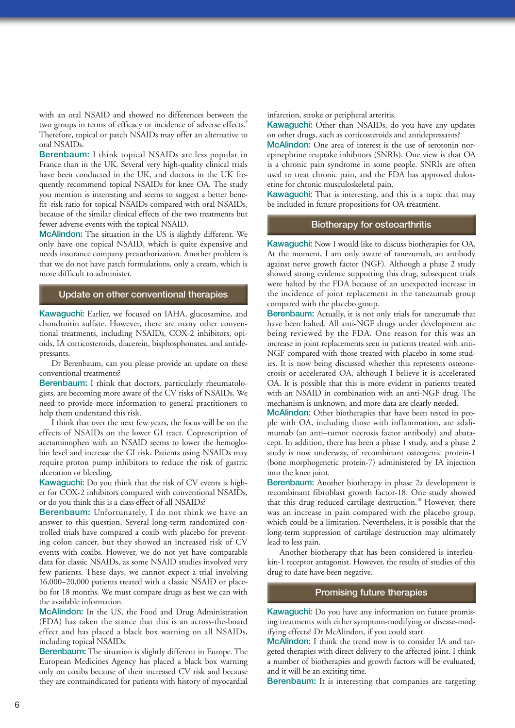with an oral NSAID and showed no differences between the two groups in terms of efficacy or incidence of adverse effects.[9] Therefore, topical or patch NSAIDs may offer an alternative to oral NSAIDs.

**Berenbaum:** I think topical NSAIDs are less popular in France than in the UK. Several very high-quality clinical trials have been conducted in the UK, and doctors in the UK frequently recommend topical NSAIDs for knee OA. The study you mention is interesting and seems to suggest a better benefit–risk ratio for topical NSAIDs compared with oral NSAIDs, because of the similar clinical effects of the two treatments but fewer adverse events with the topical NSAID.

**McAlindon:** The situation in the US is slightly different. We only have one topical NSAID, which is quite expensive and needs insurance company preauthorization. Another problem is that we do not have patch formulations, only a cream, which is more difficult to administer.

## Update on other conventional therapies

**Kawaguchi:** Earlier, we focused on IAHA, glucosamine, and chondroitin sulfate. However, there are many other conventional treatments, including NSAIDs, COX-2 inhibitors, opioids, IA corticosteroids, diacerein, bisphosphonates, and antidepressants.

Dr Berenbaum, can you please provide an update on these conventional treatments?

**Berenbaum:** I think that doctors, particularly rheumatologists, are becoming more aware of the CV risks of NSAIDs. We need to provide more information to general practitioners to help them understand this risk.

I think that over the next few years, the focus will be on the effects of NSAIDs on the lower GI tract. Coprescription of acetaminophen with an NSAID seems to lower the hemoglobin level and increase the GI risk. Patients using NSAIDs may require proton pump inhibitors to reduce the risk of gastric ulceration or bleeding.

**Kawaguchi:** Do you think that the risk of CV events is higher for COX-2 inhibitors compared with conventional NSAIDs, or do you think this is a class effect of all NSAIDs?

**Berenbaum:** Unfortunately, I do not think we have an answer to this question. Several long-term randomized controlled trials have compared a coxib with placebo for preventing colon cancer, but they showed an increased risk of CV events with coxibs. However, we do not yet have comparable data for classic NSAIDs, as some NSAID studies involved very few patients. These days, we cannot expect a trial involving 16,000–20,000 patients treated with a classic NSAID or placebo for 18 months. We must compare drugs as best we can with the available information.

**McAlindon:** In the US, the Food and Drug Administration (FDA) has taken the stance that this is an across-the-board effect and has placed a black box warning on all NSAIDs, including topical NSAIDs.

**Berenbaum:** The situation is slightly different in Europe. The European Medicines Agency has placed a black box warning only on coxibs because of their increased CV risk and because they are contraindicated for patients with history of myocardial infarction, stroke or peripheral arteritis.

**Kawaguchi:** Other than NSAIDs, do you have any updates on other drugs, such as corticosteroids and antidepressants?

**McAlindon:** One area of interest is the use of serotonin norepinephrine reuptake inhibitors (SNRIs). One view is that OA is a chronic pain syndrome in some people. SNRIs are often used to treat chronic pain, and the FDA has approved duloxetine for chronic musculoskeletal pain.

**Kawaguchi:** That is interesting, and this is a topic that may be included in future propositions for OA treatment.

## Biotherapy for osteoarthritis

**Kawaguchi:** Now I would like to discuss biotherapies for OA. At the moment, I am only aware of tanezumab, an antibody against nerve growth factor (NGF). Although a phase 2 study showed strong evidence supporting this drug, subsequent trials were halted by the FDA because of an unexpected increase in the incidence of joint replacement in the tanezumab group compared with the placebo group.

**Berenbaum:** Actually, it is not only trials for tanezumab that have been halted. All anti-NGF drugs under development are being reviewed by the FDA. One reason for this was an increase in joint replacements seen in patients treated with anti-NGF compared with those treated with placebo in some studies. It is now being discussed whether this represents osteonecrosis or accelerated OA, although I believe it is accelerated OA. It is possible that this is more evident in patients treated with an NSAID in combination with an anti-NGF drug. The mechanism is unknown, and more data are clearly needed.

**McAlindon:** Other biotherapies that have been tested in people with OA, including those with inflammation, are adalimumab (an anti–tumor necrosis factor antibody) and abatacept. In addition, there has been a phase 1 study, and a phase 2 study is now underway, of recombinant osteogenic protein-1 (bone morphogenetic protein-7) administered by IA injection into the knee joint.

**Berenbaum:** Another biotherapy in phase 2a development is recombinant fibroblast growth factor-18. One study showed that this drug reduced cartilage destruction.[10] However, there was an increase in pain compared with the placebo group, which could be a limitation. Nevertheless, it is possible that the long-term suppression of cartilage destruction may ultimately lead to less pain.

Another biotherapy that has been considered is interleukin-1 receptor antagonist. However, the results of studies of this drug to date have been negative.

## Promising future therapies

**Kawaguchi:** Do you have any information on future promising treatments with either symptom-modifying or disease-modifying effects? Dr McAlindon, if you could start.

**McAlindon:** I think the trend now is to consider IA and targeted therapies with direct delivery to the affected joint. I think a number of biotherapies and growth factors will be evaluated, and it will be an exciting time.

**Berenbaum:** It is interesting that companies are targeting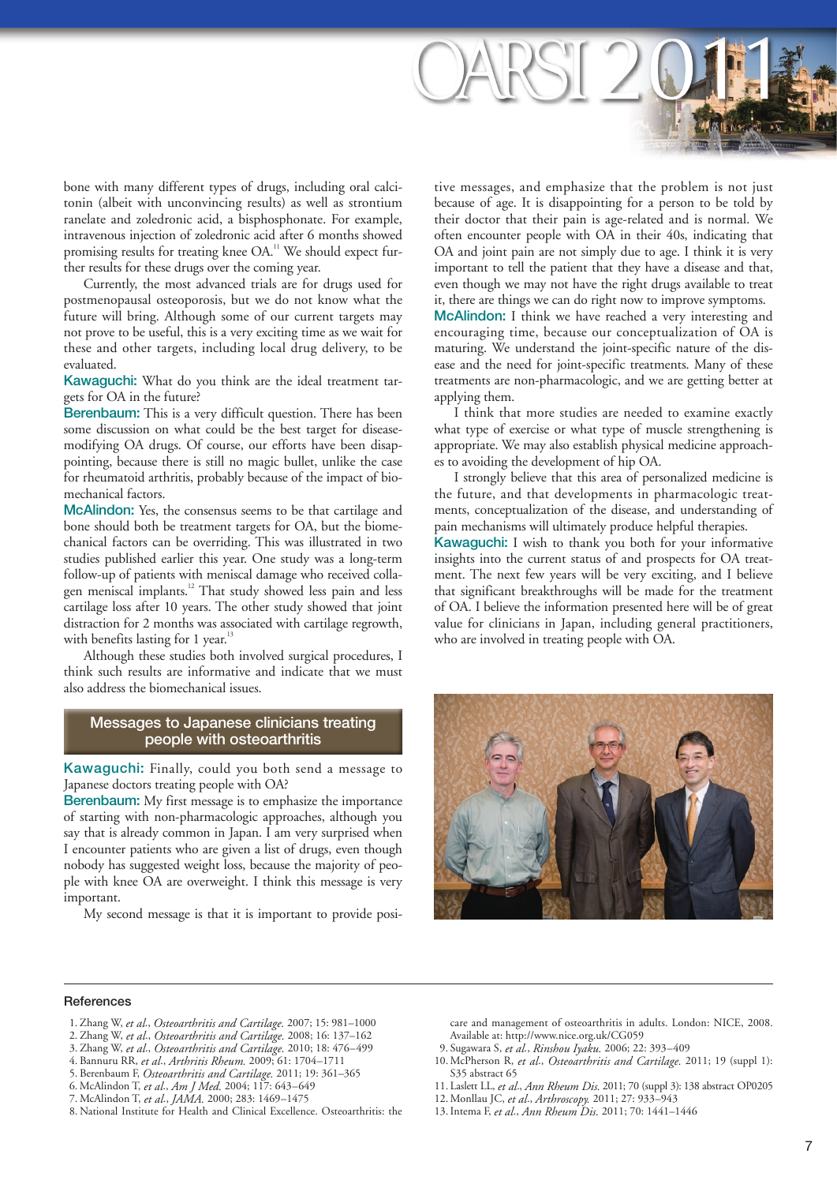bone with many different types of drugs, including oral calcitonin (albeit with unconvincing results) as well as strontium ranelate and zoledronic acid, a bisphosphonate. For example, intravenous injection of zoledronic acid after 6 months showed promising results for treating knee OA.[11] We should expect further results for these drugs over the coming year.

Currently, the most advanced trials are for drugs used for postmenopausal osteoporosis, but we do not know what the future will bring. Although some of our current targets may not prove to be useful, this is a very exciting time as we wait for these and other targets, including local drug delivery, to be evaluated.

**Kawaguchi:** What do you think are the ideal treatment targets for OA in the future?

**Berenbaum:** This is a very difficult question. There has been some discussion on what could be the best target for disease-modifying OA drugs. Of course, our efforts have been disappointing, because there is still no magic bullet, unlike the case for rheumatoid arthritis, probably because of the impact of biomechanical factors.

**McAlindon:** Yes, the consensus seems to be that cartilage and bone should both be treatment targets for OA, but the biomechanical factors can be overriding. This was illustrated in two studies published earlier this year. One study was a long-term follow-up of patients with meniscal damage who received collagen meniscal implants.[12] That study showed less pain and less cartilage loss after 10 years. The other study showed that joint distraction for 2 months was associated with cartilage regrowth, with benefits lasting for 1 year.[13]

Although these studies both involved surgical procedures, I think such results are informative and indicate that we must also address the biomechanical issues.

## Messages to Japanese clinicians treating people with osteoarthritis

**Kawaguchi:** Finally, could you both send a message to Japanese doctors treating people with OA?

**Berenbaum:** My first message is to emphasize the importance of starting with non-pharmacologic approaches, although you say that is already common in Japan. I am very surprised when I encounter patients who are given a list of drugs, even though nobody has suggested weight loss, because the majority of people with knee OA are overweight. I think this message is very important.

My second message is that it is important to provide positive messages, and emphasize that the problem is not just because of age. It is disappointing for a person to be told by their doctor that their pain is age-related and is normal. We often encounter people with OA in their 40s, indicating that OA and joint pain are not simply due to age. I think it is very important to tell the patient that they have a disease and that, even though we may not have the right drugs available to treat it, there are things we can do right now to improve symptoms.

**McAlindon:** I think we have reached a very interesting and encouraging time, because our conceptualization of OA is maturing. We understand the joint-specific nature of the disease and the need for joint-specific treatments. Many of these treatments are non-pharmacologic, and we are getting better at applying them.

I think that more studies are needed to examine exactly what type of exercise or what type of muscle strengthening is appropriate. We may also establish physical medicine approaches to avoiding the development of hip OA.

I strongly believe that this area of personalized medicine is the future, and that developments in pharmacologic treatments, conceptualization of the disease, and understanding of pain mechanisms will ultimately produce helpful therapies.

**Kawaguchi:** I wish to thank you both for your informative insights into the current status of and prospects for OA treatment. The next few years will be very exciting, and I believe that significant breakthroughs will be made for the treatment of OA. I believe the information presented here will be of great value for clinicians in Japan, including general practitioners, who are involved in treating people with OA.

### References

1. Zhang W, *et al.*, *Osteoarthritis and Cartilage.* 2007; 15: 981–1000
2. Zhang W, *et al.*, *Osteoarthritis and Cartilage.* 2008; 16: 137–162
3. Zhang W, *et al.*, *Osteoarthritis and Cartilage.* 2010; 18: 476–499
4. Bannuru RR, *et al.*, *Arthritis Rheum.* 2009; 61: 1704–1711
5. Berenbaum F, *Osteoarthritis and Cartilage.* 2011; 19: 361–365
6. McAlindon T, *et al.*, *Am J Med.* 2004; 117: 643–649
7. McAlindon T, *et al.*, *JAMA.* 2000; 283: 1469–1475
8. National Institute for Health and Clinical Excellence. Osteoarthritis: the care and management of osteoarthritis in adults. London: NICE, 2008. Available at: http://www.nice.org.uk/CG059
9. Sugawara S, *et al.*, *Rinshou Iyaku.* 2006; 22: 393–409
10. McPherson R, *et al.*, *Osteoarthritis and Cartilage.* 2011; 19 (suppl 1): S35 abstract 65
11. Laslett LL, *et al.*, *Ann Rheum Dis.* 2011; 70 (suppl 3): 138 abstract OP0205
12. Monllau JC, *et al.*, *Arthroscopy.* 2011; 27: 933–943
13. Intema F, *et al.*, *Ann Rheum Dis.* 2011; 70: 1441–1446